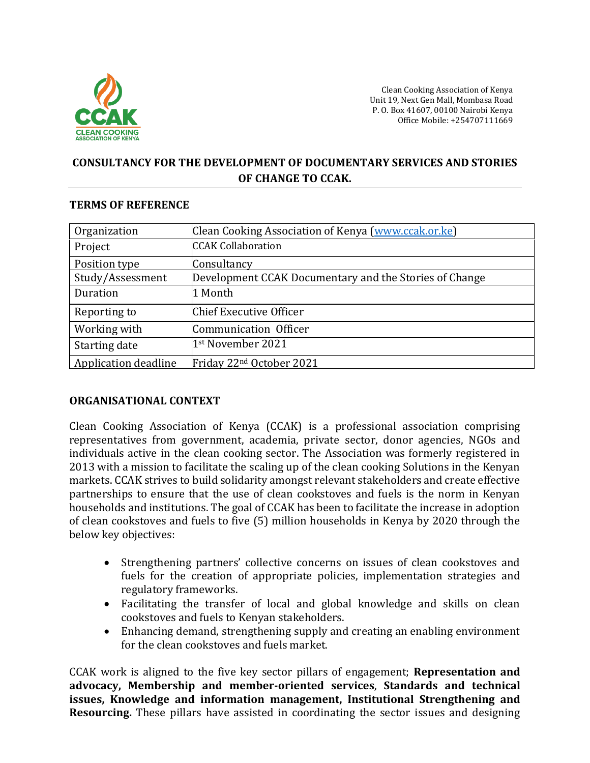Clean Cooking Association of Kenya
Unit 19, Next Gen Mall, Mombasa Road
P. O. Box 41607, 00100 Nairobi Kenya
Office Mobile: +254707111669

# CONSULTANCY FOR THE DEVELOPMENT OF DOCUMENTARY SERVICES AND STORIES OF CHANGE TO CCAK.

## TERMS OF REFERENCE

| | |
|---|---|
| Organization | Clean Cooking Association of Kenya (www.ccak.or.ke) |
| Project | CCAK Collaboration |
| Position type | Consultancy |
| Study/Assessment | Development CCAK Documentary and the Stories of Change |
| Duration | 1 Month |
| Reporting to | Chief Executive Officer |
| Working with | Communication Officer |
| Starting date | 1st November 2021 |
| Application deadline | Friday 22nd October 2021 |

## ORGANISATIONAL CONTEXT

Clean Cooking Association of Kenya (CCAK) is a professional association comprising representatives from government, academia, private sector, donor agencies, NGOs and individuals active in the clean cooking sector. The Association was formerly registered in 2013 with a mission to facilitate the scaling up of the clean cooking Solutions in the Kenyan markets. CCAK strives to build solidarity amongst relevant stakeholders and create effective partnerships to ensure that the use of clean cookstoves and fuels is the norm in Kenyan households and institutions. The goal of CCAK has been to facilitate the increase in adoption of clean cookstoves and fuels to five (5) million households in Kenya by 2020 through the below key objectives:

- Strengthening partners' collective concerns on issues of clean cookstoves and fuels for the creation of appropriate policies, implementation strategies and regulatory frameworks.
- Facilitating the transfer of local and global knowledge and skills on clean cookstoves and fuels to Kenyan stakeholders.
- Enhancing demand, strengthening supply and creating an enabling environment for the clean cookstoves and fuels market.

CCAK work is aligned to the five key sector pillars of engagement; **Representation and advocacy, Membership and member-oriented services**, **Standards and technical issues, Knowledge and information management, Institutional Strengthening and Resourcing.** These pillars have assisted in coordinating the sector issues and designing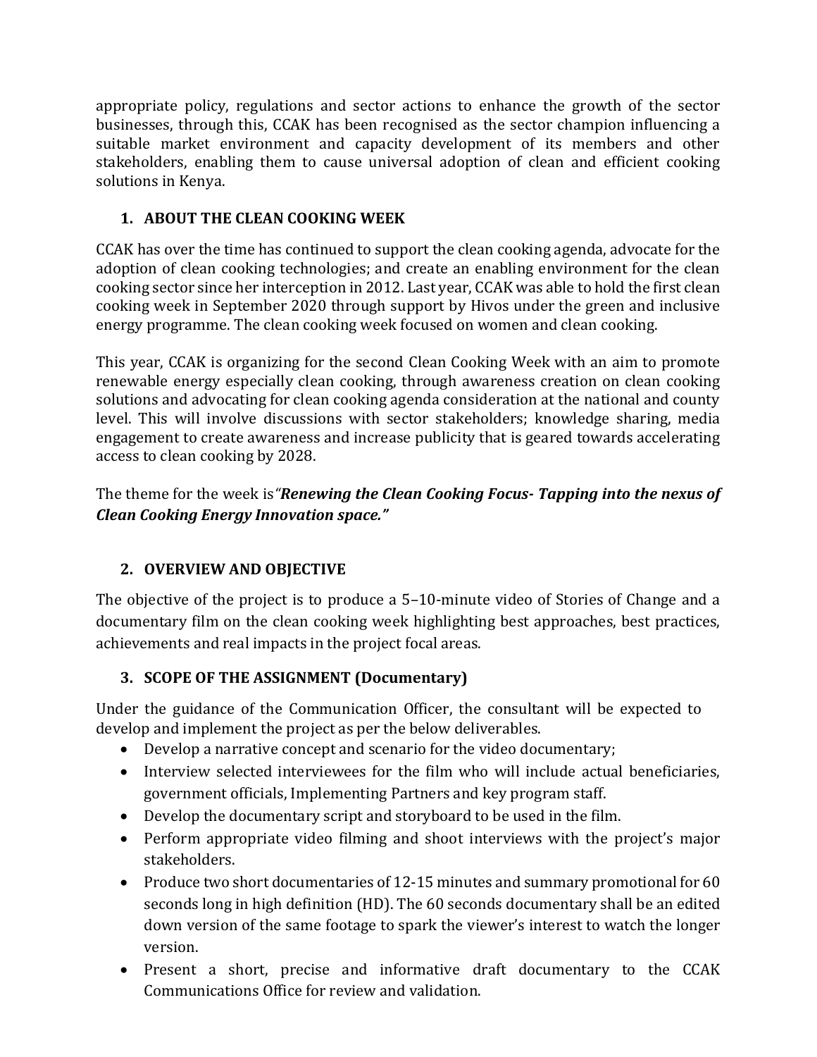appropriate policy, regulations and sector actions to enhance the growth of the sector businesses, through this, CCAK has been recognised as the sector champion influencing a suitable market environment and capacity development of its members and other stakeholders, enabling them to cause universal adoption of clean and efficient cooking solutions in Kenya.

## 1. ABOUT THE CLEAN COOKING WEEK

CCAK has over the time has continued to support the clean cooking agenda, advocate for the adoption of clean cooking technologies; and create an enabling environment for the clean cooking sector since her interception in 2012. Last year, CCAK was able to hold the first clean cooking week in September 2020 through support by Hivos under the green and inclusive energy programme. The clean cooking week focused on women and clean cooking.

This year, CCAK is organizing for the second Clean Cooking Week with an aim to promote renewable energy especially clean cooking, through awareness creation on clean cooking solutions and advocating for clean cooking agenda consideration at the national and county level. This will involve discussions with sector stakeholders; knowledge sharing, media engagement to create awareness and increase publicity that is geared towards accelerating access to clean cooking by 2028.

The theme for the week is *"**Renewing the Clean Cooking Focus- Tapping into the nexus of Clean Cooking Energy Innovation space.**"*

## 2. OVERVIEW AND OBJECTIVE

The objective of the project is to produce a 5–10-minute video of Stories of Change and a documentary film on the clean cooking week highlighting best approaches, best practices, achievements and real impacts in the project focal areas.

## 3. SCOPE OF THE ASSIGNMENT (Documentary)

Under the guidance of the Communication Officer, the consultant will be expected to develop and implement the project as per the below deliverables.

- Develop a narrative concept and scenario for the video documentary;
- Interview selected interviewees for the film who will include actual beneficiaries, government officials, Implementing Partners and key program staff.
- Develop the documentary script and storyboard to be used in the film.
- Perform appropriate video filming and shoot interviews with the project's major stakeholders.
- Produce two short documentaries of 12-15 minutes and summary promotional for 60 seconds long in high definition (HD). The 60 seconds documentary shall be an edited down version of the same footage to spark the viewer's interest to watch the longer version.
- Present a short, precise and informative draft documentary to the CCAK Communications Office for review and validation.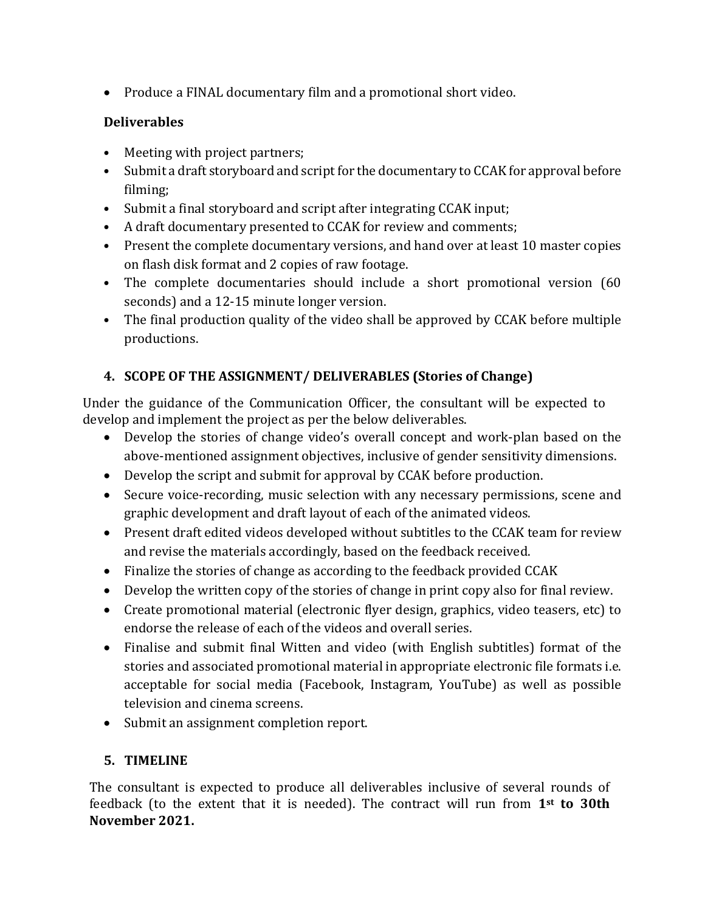- Produce a FINAL documentary film and a promotional short video.

**Deliverables**

- Meeting with project partners;
- Submit a draft storyboard and script for the documentary to CCAK for approval before filming;
- Submit a final storyboard and script after integrating CCAK input;
- A draft documentary presented to CCAK for review and comments;
- Present the complete documentary versions, and hand over at least 10 master copies on flash disk format and 2 copies of raw footage.
- The complete documentaries should include a short promotional version (60 seconds) and a 12-15 minute longer version.
- The final production quality of the video shall be approved by CCAK before multiple productions.

## 4. SCOPE OF THE ASSIGNMENT/ DELIVERABLES (Stories of Change)

Under the guidance of the Communication Officer, the consultant will be expected to develop and implement the project as per the below deliverables.

- Develop the stories of change video's overall concept and work-plan based on the above-mentioned assignment objectives, inclusive of gender sensitivity dimensions.
- Develop the script and submit for approval by CCAK before production.
- Secure voice-recording, music selection with any necessary permissions, scene and graphic development and draft layout of each of the animated videos.
- Present draft edited videos developed without subtitles to the CCAK team for review and revise the materials accordingly, based on the feedback received.
- Finalize the stories of change as according to the feedback provided CCAK
- Develop the written copy of the stories of change in print copy also for final review.
- Create promotional material (electronic flyer design, graphics, video teasers, etc) to endorse the release of each of the videos and overall series.
- Finalise and submit final Witten and video (with English subtitles) format of the stories and associated promotional material in appropriate electronic file formats i.e. acceptable for social media (Facebook, Instagram, YouTube) as well as possible television and cinema screens.
- Submit an assignment completion report.

## 5. TIMELINE

The consultant is expected to produce all deliverables inclusive of several rounds of feedback (to the extent that it is needed). The contract will run from **1st to 30th November 2021.**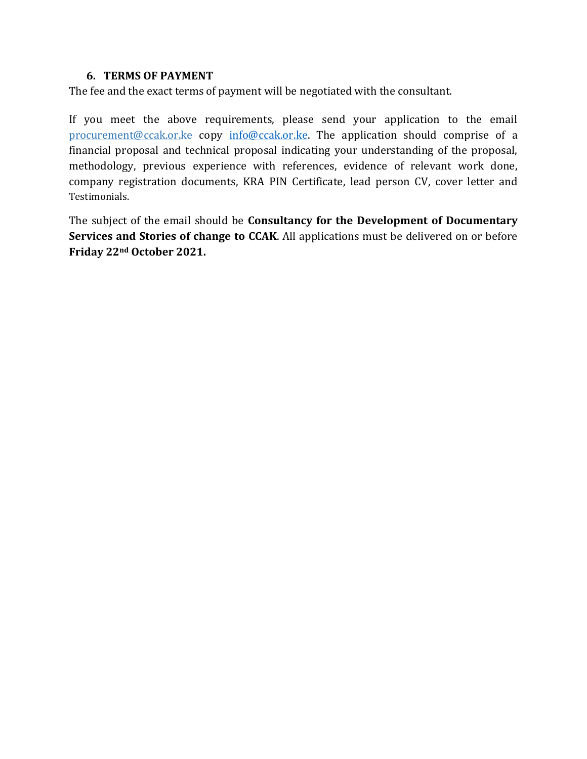## 6. TERMS OF PAYMENT

The fee and the exact terms of payment will be negotiated with the consultant.

If you meet the above requirements, please send your application to the email procurement@ccak.or.ke copy info@ccak.or.ke. The application should comprise of a financial proposal and technical proposal indicating your understanding of the proposal, methodology, previous experience with references, evidence of relevant work done, company registration documents, KRA PIN Certificate, lead person CV, cover letter and Testimonials.

The subject of the email should be **Consultancy for the Development of Documentary Services and Stories of change to CCAK**. All applications must be delivered on or before **Friday 22nd October 2021.**